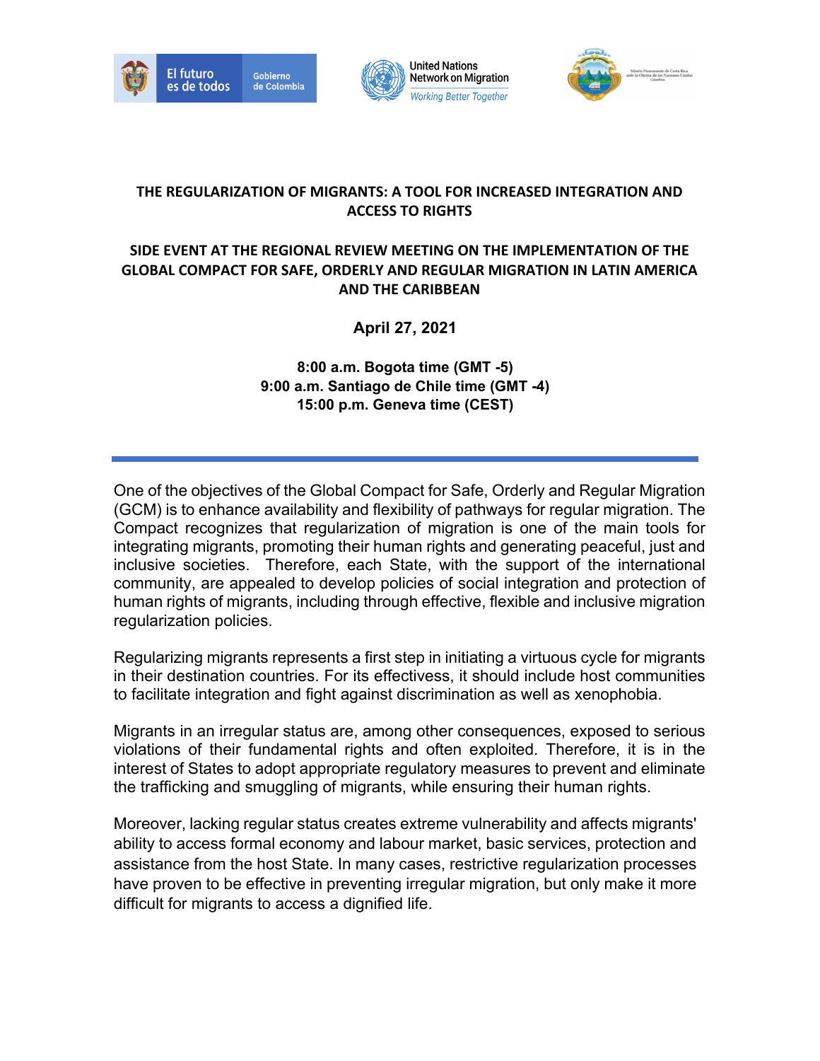# THE REGULARIZATION OF MIGRANTS: A TOOL FOR INCREASED INTEGRATION AND ACCESS TO RIGHTS

## SIDE EVENT AT THE REGIONAL REVIEW MEETING ON THE IMPLEMENTATION OF THE GLOBAL COMPACT FOR SAFE, ORDERLY AND REGULAR MIGRATION IN LATIN AMERICA AND THE CARIBBEAN

**April 27, 2021**

**8:00 a.m. Bogota time (GMT -5)**
**9:00 a.m. Santiago de Chile time (GMT -4)**
**15:00 p.m. Geneva time (CEST)**

---

One of the objectives of the Global Compact for Safe, Orderly and Regular Migration (GCM) is to enhance availability and flexibility of pathways for regular migration. The Compact recognizes that regularization of migration is one of the main tools for integrating migrants, promoting their human rights and generating peaceful, just and inclusive societies. Therefore, each State, with the support of the international community, are appealed to develop policies of social integration and protection of human rights of migrants, including through effective, flexible and inclusive migration regularization policies.

Regularizing migrants represents a first step in initiating a virtuous cycle for migrants in their destination countries. For its effectivess, it should include host communities to facilitate integration and fight against discrimination as well as xenophobia.

Migrants in an irregular status are, among other consequences, exposed to serious violations of their fundamental rights and often exploited. Therefore, it is in the interest of States to adopt appropriate regulatory measures to prevent and eliminate the trafficking and smuggling of migrants, while ensuring their human rights.

Moreover, lacking regular status creates extreme vulnerability and affects migrants' ability to access formal economy and labour market, basic services, protection and assistance from the host State. In many cases, restrictive regularization processes have proven to be effective in preventing irregular migration, but only make it more difficult for migrants to access a dignified life.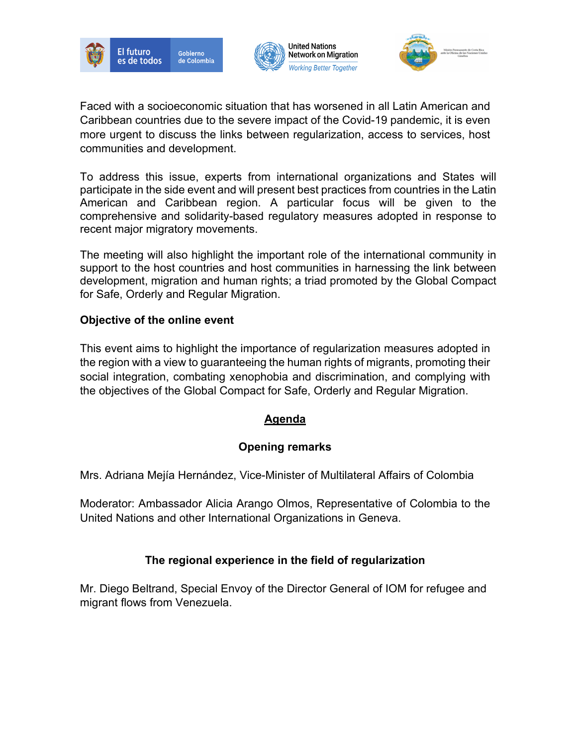Faced with a socioeconomic situation that has worsened in all Latin American and Caribbean countries due to the severe impact of the Covid-19 pandemic, it is even more urgent to discuss the links between regularization, access to services, host communities and development.

To address this issue, experts from international organizations and States will participate in the side event and will present best practices from countries in the Latin American and Caribbean region. A particular focus will be given to the comprehensive and solidarity-based regulatory measures adopted in response to recent major migratory movements.

The meeting will also highlight the important role of the international community in support to the host countries and host communities in harnessing the link between development, migration and human rights; a triad promoted by the Global Compact for Safe, Orderly and Regular Migration.

**Objective of the online event**

This event aims to highlight the importance of regularization measures adopted in the region with a view to guaranteeing the human rights of migrants, promoting their social integration, combating xenophobia and discrimination, and complying with the objectives of the Global Compact for Safe, Orderly and Regular Migration.

## Agenda

### Opening remarks

Mrs. Adriana Mejía Hernández, Vice-Minister of Multilateral Affairs of Colombia

Moderator: Ambassador Alicia Arango Olmos, Representative of Colombia to the United Nations and other International Organizations in Geneva.

### The regional experience in the field of regularization

Mr. Diego Beltrand, Special Envoy of the Director General of IOM for refugee and migrant flows from Venezuela.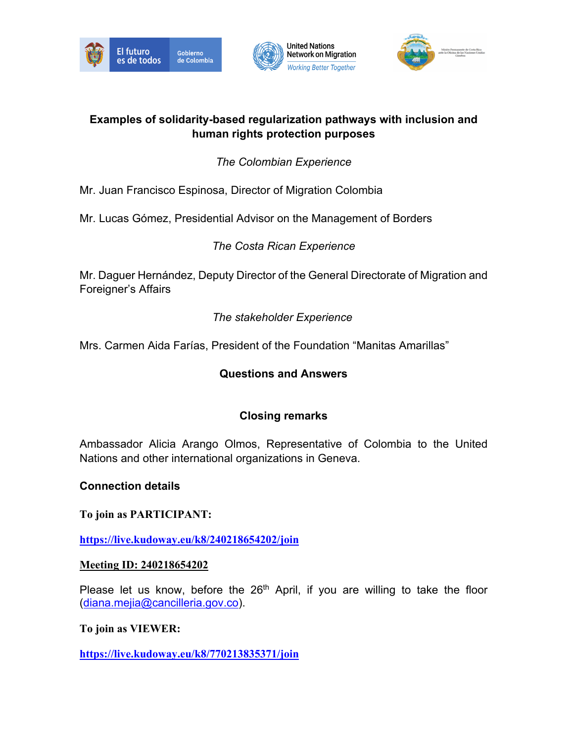**Examples of solidarity-based regularization pathways with inclusion and human rights protection purposes**

*The Colombian Experience*

Mr. Juan Francisco Espinosa, Director of Migration Colombia

Mr. Lucas Gómez, Presidential Advisor on the Management of Borders

*The Costa Rican Experience*

Mr. Daguer Hernández, Deputy Director of the General Directorate of Migration and Foreigner's Affairs

*The stakeholder Experience*

Mrs. Carmen Aida Farías, President of the Foundation "Manitas Amarillas"

**Questions and Answers**

**Closing remarks**

Ambassador Alicia Arango Olmos, Representative of Colombia to the United Nations and other international organizations in Geneva.

**Connection details**

**To join as PARTICIPANT:**

**https://live.kudoway.eu/k8/240218654202/join**

**Meeting ID: 240218654202**

Please let us know, before the 26th April, if you are willing to take the floor (diana.mejia@cancilleria.gov.co).

**To join as VIEWER:**

**https://live.kudoway.eu/k8/770213835371/join**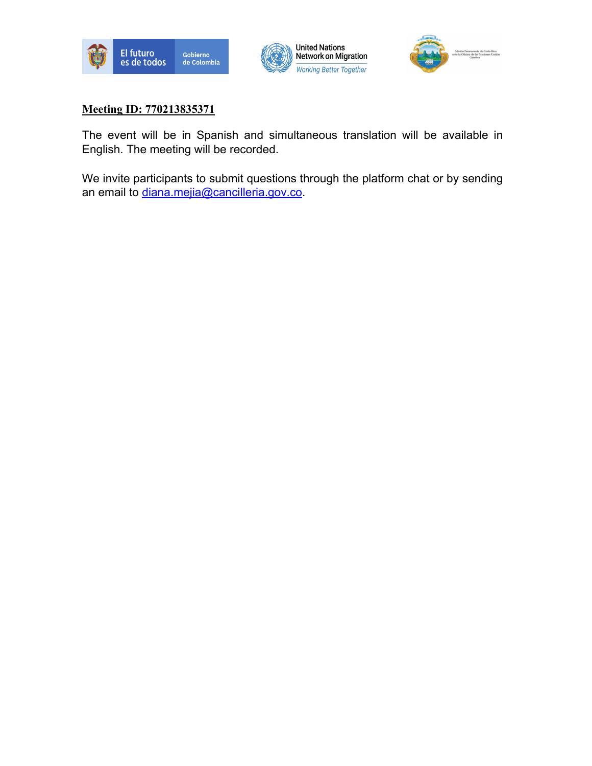**Meeting ID: 770213835371**

The event will be in Spanish and simultaneous translation will be available in English. The meeting will be recorded.

We invite participants to submit questions through the platform chat or by sending an email to diana.mejia@cancilleria.gov.co.